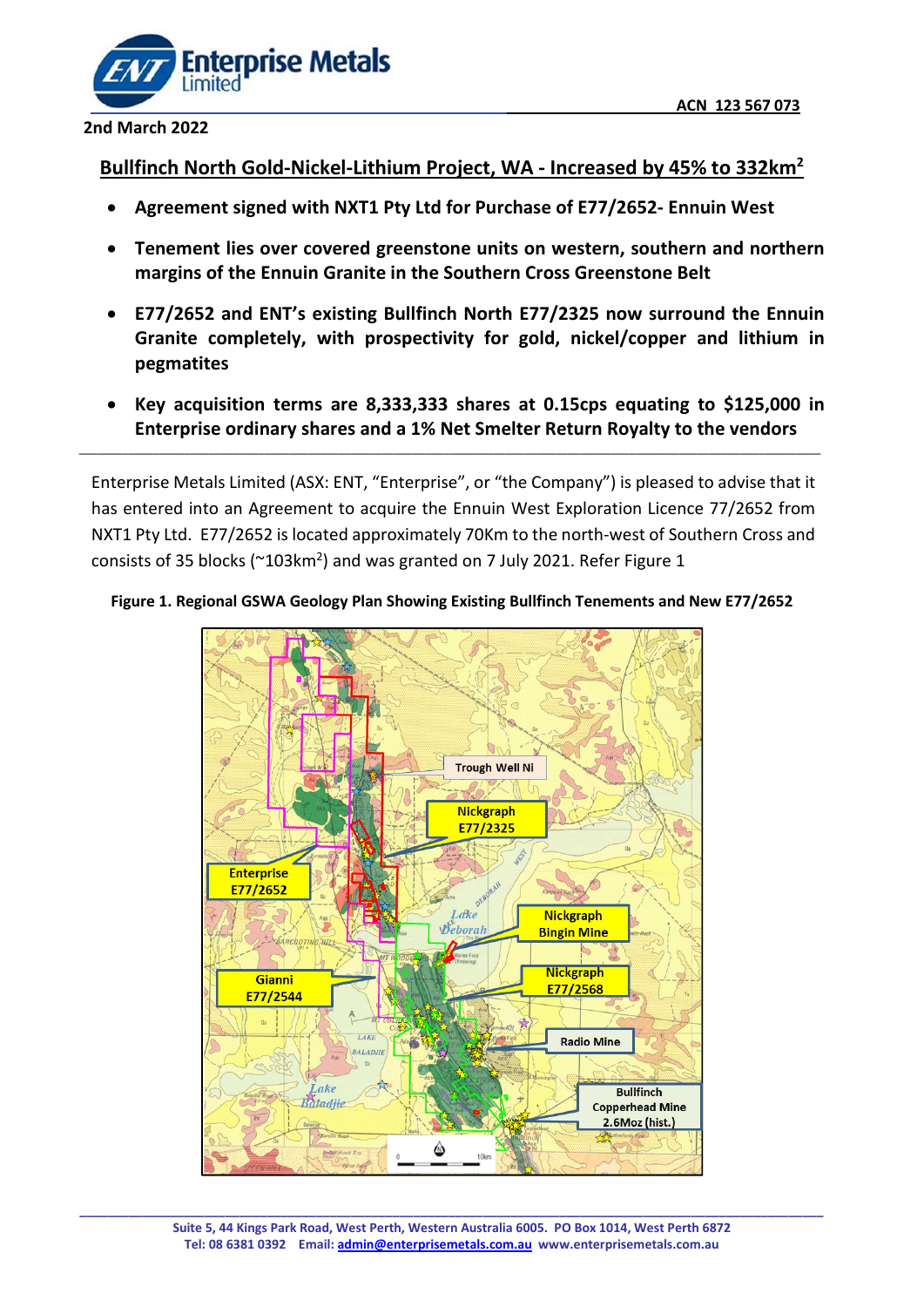**2nd March 2022**

ACN 123 567 073

## Bullfinch North Gold-Nickel-Lithium Project, WA - Increased by 45% to 332km$^2$

- **Agreement signed with NXT1 Pty Ltd for Purchase of E77/2652- Ennuin West**
- **Tenement lies over covered greenstone units on western, southern and northern margins of the Ennuin Granite in the Southern Cross Greenstone Belt**
- **E77/2652 and ENT's existing Bullfinch North E77/2325 now surround the Ennuin Granite completely, with prospectivity for gold, nickel/copper and lithium in pegmatites**
- **Key acquisition terms are 8,333,333 shares at 0.15cps equating to $125,000 in Enterprise ordinary shares and a 1% Net Smelter Return Royalty to the vendors**

---

Enterprise Metals Limited (ASX: ENT, "Enterprise", or "the Company") is pleased to advise that it has entered into an Agreement to acquire the Ennuin West Exploration Licence 77/2652 from NXT1 Pty Ltd. E77/2652 is located approximately 70Km to the north-west of Southern Cross and consists of 35 blocks (~103km$^2$) and was granted on 7 July 2021. Refer Figure 1

**Figure 1. Regional GSWA Geology Plan Showing Existing Bullfinch Tenements and New E77/2652**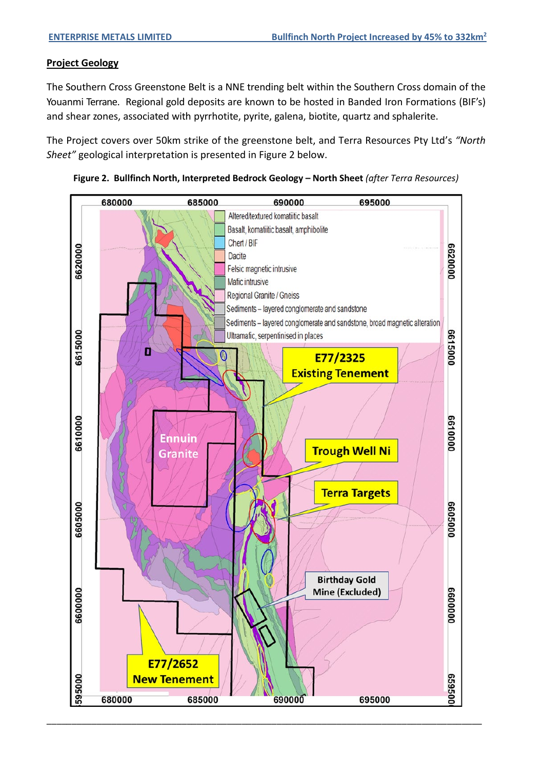## Project Geology

The Southern Cross Greenstone Belt is a NNE trending belt within the Southern Cross domain of the Youanmi Terrane. Regional gold deposits are known to be hosted in Banded Iron Formations (BIF's) and shear zones, associated with pyrrhotite, pyrite, galena, biotite, quartz and sphalerite.

The Project covers over 50km strike of the greenstone belt, and Terra Resources Pty Ltd's *"North Sheet"* geological interpretation is presented in Figure 2 below.

**Figure 2. Bullfinch North, Interpreted Bedrock Geology – North Sheet** *(after Terra Resources)*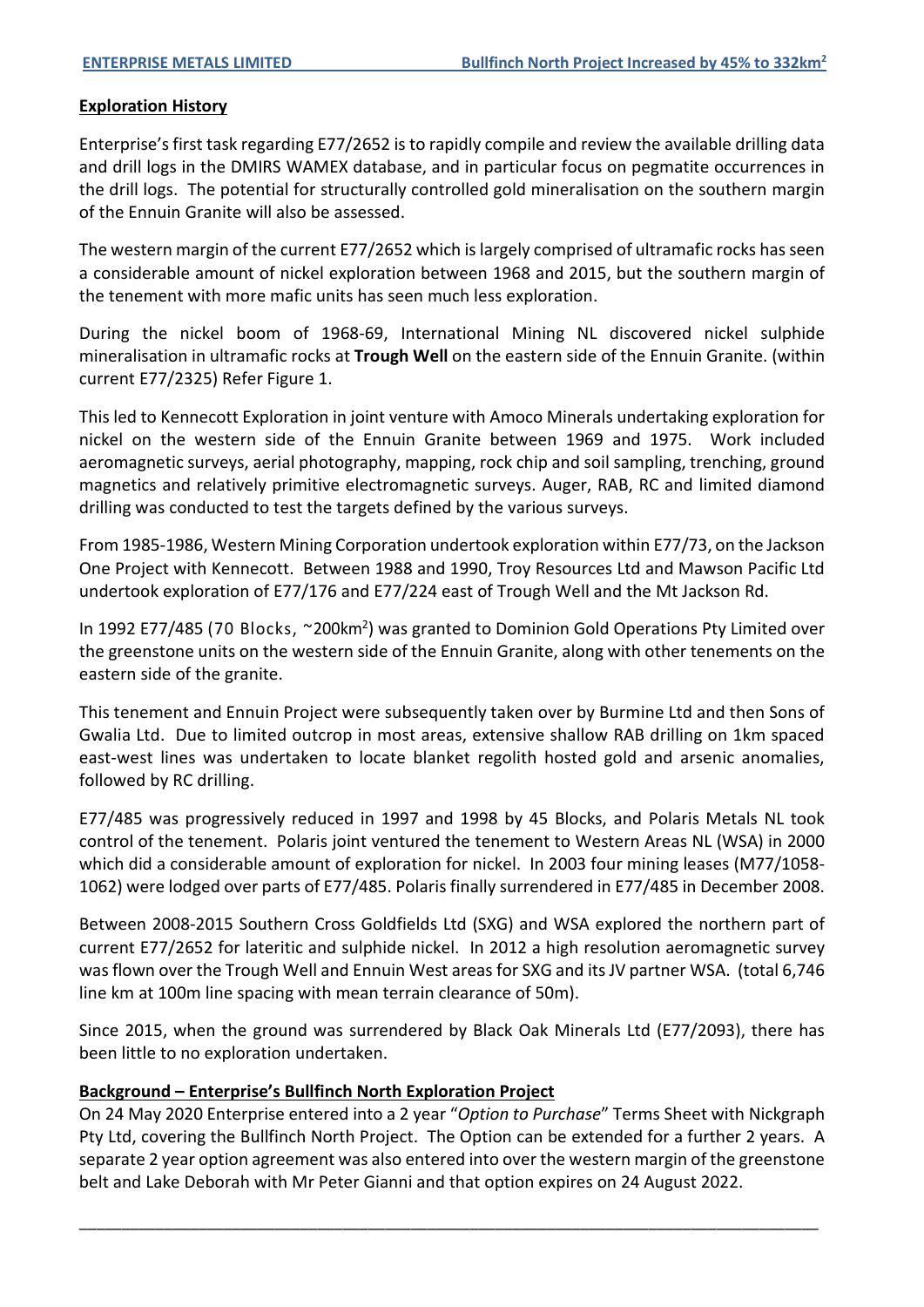## Exploration History

Enterprise's first task regarding E77/2652 is to rapidly compile and review the available drilling data and drill logs in the DMIRS WAMEX database, and in particular focus on pegmatite occurrences in the drill logs. The potential for structurally controlled gold mineralisation on the southern margin of the Ennuin Granite will also be assessed.

The western margin of the current E77/2652 which is largely comprised of ultramafic rocks has seen a considerable amount of nickel exploration between 1968 and 2015, but the southern margin of the tenement with more mafic units has seen much less exploration.

During the nickel boom of 1968-69, International Mining NL discovered nickel sulphide mineralisation in ultramafic rocks at **Trough Well** on the eastern side of the Ennuin Granite. (within current E77/2325) Refer Figure 1.

This led to Kennecott Exploration in joint venture with Amoco Minerals undertaking exploration for nickel on the western side of the Ennuin Granite between 1969 and 1975. Work included aeromagnetic surveys, aerial photography, mapping, rock chip and soil sampling, trenching, ground magnetics and relatively primitive electromagnetic surveys. Auger, RAB, RC and limited diamond drilling was conducted to test the targets defined by the various surveys.

From 1985-1986, Western Mining Corporation undertook exploration within E77/73, on the Jackson One Project with Kennecott. Between 1988 and 1990, Troy Resources Ltd and Mawson Pacific Ltd undertook exploration of E77/176 and E77/224 east of Trough Well and the Mt Jackson Rd.

In 1992 E77/485 (70 Blocks, ~200km$^2$) was granted to Dominion Gold Operations Pty Limited over the greenstone units on the western side of the Ennuin Granite, along with other tenements on the eastern side of the granite.

This tenement and Ennuin Project were subsequently taken over by Burmine Ltd and then Sons of Gwalia Ltd. Due to limited outcrop in most areas, extensive shallow RAB drilling on 1km spaced east-west lines was undertaken to locate blanket regolith hosted gold and arsenic anomalies, followed by RC drilling.

E77/485 was progressively reduced in 1997 and 1998 by 45 Blocks, and Polaris Metals NL took control of the tenement. Polaris joint ventured the tenement to Western Areas NL (WSA) in 2000 which did a considerable amount of exploration for nickel. In 2003 four mining leases (M77/1058-1062) were lodged over parts of E77/485. Polaris finally surrendered in E77/485 in December 2008.

Between 2008-2015 Southern Cross Goldfields Ltd (SXG) and WSA explored the northern part of current E77/2652 for lateritic and sulphide nickel. In 2012 a high resolution aeromagnetic survey was flown over the Trough Well and Ennuin West areas for SXG and its JV partner WSA. (total 6,746 line km at 100m line spacing with mean terrain clearance of 50m).

Since 2015, when the ground was surrendered by Black Oak Minerals Ltd (E77/2093), there has been little to no exploration undertaken.

## Background – Enterprise's Bullfinch North Exploration Project

On 24 May 2020 Enterprise entered into a 2 year "*Option to Purchase*" Terms Sheet with Nickgraph Pty Ltd, covering the Bullfinch North Project. The Option can be extended for a further 2 years. A separate 2 year option agreement was also entered into over the western margin of the greenstone belt and Lake Deborah with Mr Peter Gianni and that option expires on 24 August 2022.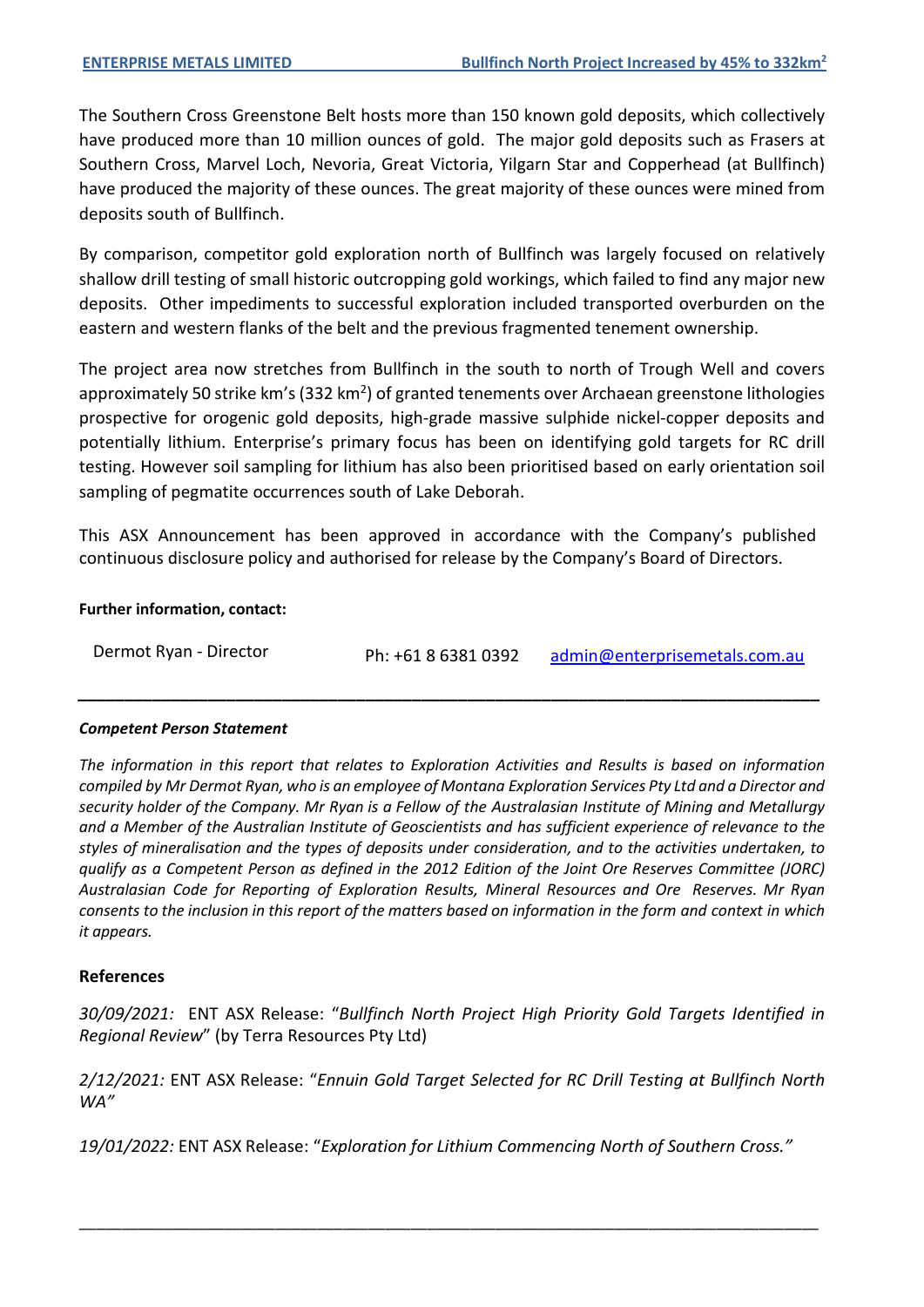The Southern Cross Greenstone Belt hosts more than 150 known gold deposits, which collectively have produced more than 10 million ounces of gold. The major gold deposits such as Frasers at Southern Cross, Marvel Loch, Nevoria, Great Victoria, Yilgarn Star and Copperhead (at Bullfinch) have produced the majority of these ounces. The great majority of these ounces were mined from deposits south of Bullfinch.

By comparison, competitor gold exploration north of Bullfinch was largely focused on relatively shallow drill testing of small historic outcropping gold workings, which failed to find any major new deposits. Other impediments to successful exploration included transported overburden on the eastern and western flanks of the belt and the previous fragmented tenement ownership.

The project area now stretches from Bullfinch in the south to north of Trough Well and covers approximately 50 strike km's (332 km$^2$) of granted tenements over Archaean greenstone lithologies prospective for orogenic gold deposits, high-grade massive sulphide nickel-copper deposits and potentially lithium. Enterprise's primary focus has been on identifying gold targets for RC drill testing. However soil sampling for lithium has also been prioritised based on early orientation soil sampling of pegmatite occurrences south of Lake Deborah.

This ASX Announcement has been approved in accordance with the Company's published continuous disclosure policy and authorised for release by the Company's Board of Directors.

**Further information, contact:**

Dermot Ryan - Director Ph: +61 8 6381 0392 admin@enterprisemetals.com.au

---

***Competent Person Statement***

*The information in this report that relates to Exploration Activities and Results is based on information compiled by Mr Dermot Ryan, who is an employee of Montana Exploration Services Pty Ltd and a Director and security holder of the Company. Mr Ryan is a Fellow of the Australasian Institute of Mining and Metallurgy and a Member of the Australian Institute of Geoscientists and has sufficient experience of relevance to the styles of mineralisation and the types of deposits under consideration, and to the activities undertaken, to qualify as a Competent Person as defined in the 2012 Edition of the Joint Ore Reserves Committee (JORC) Australasian Code for Reporting of Exploration Results, Mineral Resources and Ore Reserves. Mr Ryan consents to the inclusion in this report of the matters based on information in the form and context in which it appears.*

**References**

*30/09/2021:* ENT ASX Release: "*Bullfinch North Project High Priority Gold Targets Identified in Regional Review*" (by Terra Resources Pty Ltd)

*2/12/2021:* ENT ASX Release: "*Ennuin Gold Target Selected for RC Drill Testing at Bullfinch North WA"*

*19/01/2022:* ENT ASX Release: "*Exploration for Lithium Commencing North of Southern Cross."*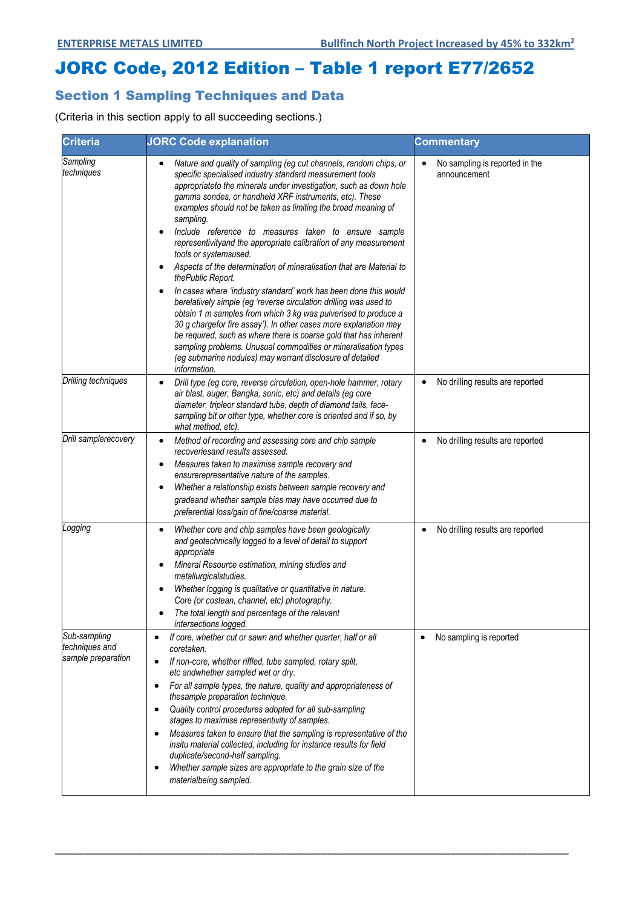# JORC Code, 2012 Edition – Table 1 report E77/2652

## Section 1 Sampling Techniques and Data

(Criteria in this section apply to all succeeding sections.)

| Criteria | JORC Code explanation | Commentary |
|---|---|---|
| *Sampling techniques* | • *Nature and quality of sampling (eg cut channels, random chips, or specific specialised industry standard measurement tools appropriateto the minerals under investigation, such as down hole gamma sondes, or handheld XRF instruments, etc). These examples should not be taken as limiting the broad meaning of sampling.*<br>• *Include reference to measures taken to ensure sample representivityand the appropriate calibration of any measurement tools or systemsused.*<br>• *Aspects of the determination of mineralisation that are Material to thePublic Report.*<br>• *In cases where 'industry standard' work has been done this would berelatively simple (eg 'reverse circulation drilling was used to obtain 1 m samples from which 3 kg was pulverised to produce a 30 g chargefor fire assay'). In other cases more explanation may be required, such as where there is coarse gold that has inherent sampling problems. Unusual commodities or mineralisation types (eg submarine nodules) may warrant disclosure of detailed information.* | • No sampling is reported in the announcement |
| *Drilling techniques* | • *Drill type (eg core, reverse circulation, open-hole hammer, rotary air blast, auger, Bangka, sonic, etc) and details (eg core diameter, tripleor standard tube, depth of diamond tails, face-sampling bit or other type, whether core is oriented and if so, by what method, etc).* | • No drilling results are reported |
| *Drill samplerecovery* | • *Method of recording and assessing core and chip sample recoveriesand results assessed.*<br>• *Measures taken to maximise sample recovery and ensurerepresentative nature of the samples.*<br>• *Whether a relationship exists between sample recovery and gradeand whether sample bias may have occurred due to preferential loss/gain of fine/coarse material.* | • No drilling results are reported |
| *Logging* | • *Whether core and chip samples have been geologically and geotechnically logged to a level of detail to support appropriate*<br>• *Mineral Resource estimation, mining studies and metallurgicalstudies.*<br>• *Whether logging is qualitative or quantitative in nature. Core (or costean, channel, etc) photography.*<br>• *The total length and percentage of the relevant intersections logged.* | • No drilling results are reported |
| *Sub-sampling techniques and sample preparation* | • *If core, whether cut or sawn and whether quarter, half or all coretaken.*<br>• *If non-core, whether riffled, tube sampled, rotary split, etc andwhether sampled wet or dry.*<br>• *For all sample types, the nature, quality and appropriateness of thesample preparation technique.*<br>• *Quality control procedures adopted for all sub-sampling stages to maximise representivity of samples.*<br>• *Measures taken to ensure that the sampling is representative of the insitu material collected, including for instance results for field duplicate/second-half sampling.*<br>• *Whether sample sizes are appropriate to the grain size of the materialbeing sampled.* | • No sampling is reported |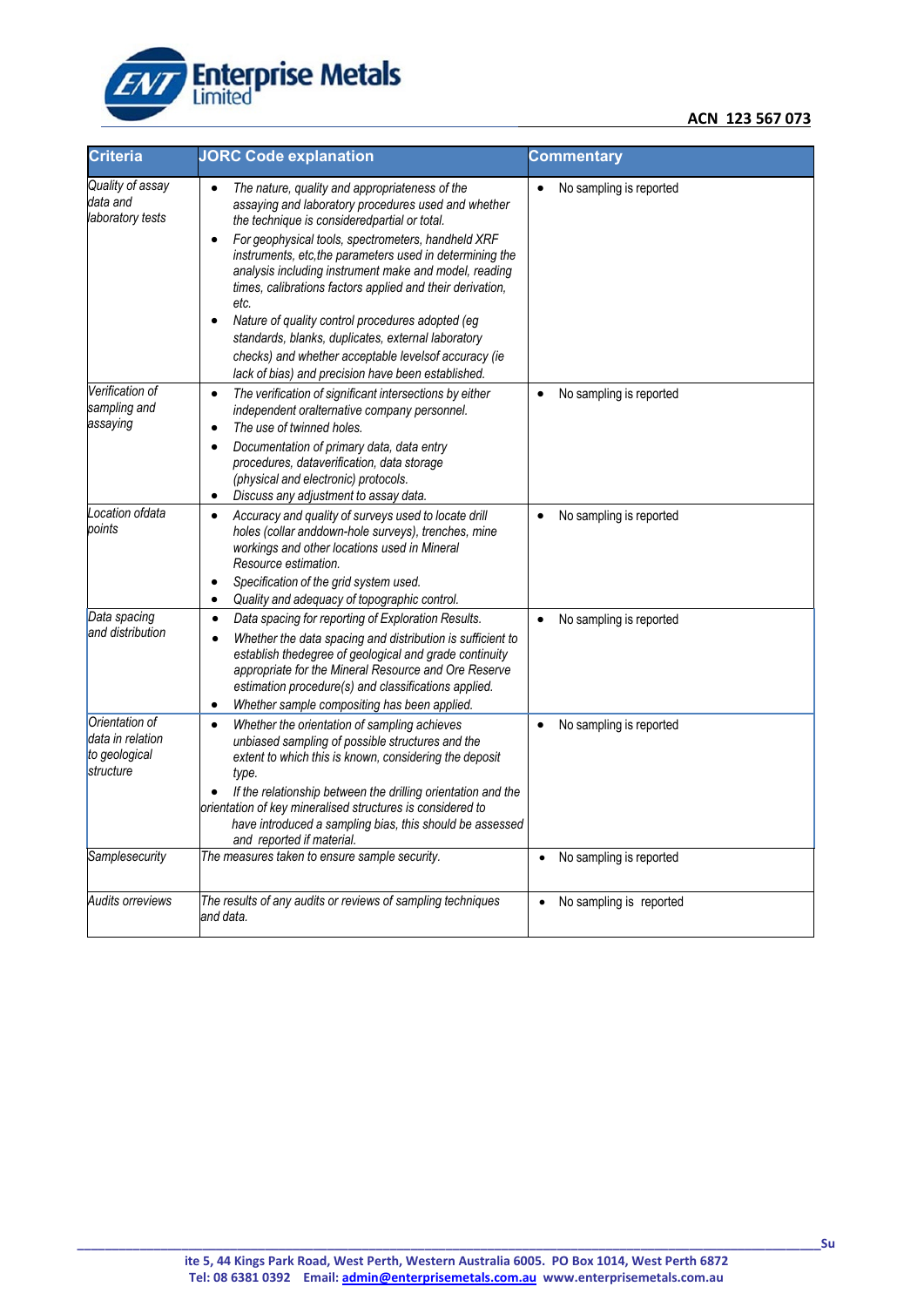| Criteria | JORC Code explanation | Commentary |
|---|---|---|
| *Quality of assay data and laboratory tests* | • *The nature, quality and appropriateness of the assaying and laboratory procedures used and whether the technique is consideredpartial or total.* <br> • *For geophysical tools, spectrometers, handheld XRF instruments, etc,the parameters used in determining the analysis including instrument make and model, reading times, calibrations factors applied and their derivation, etc.* <br> • *Nature of quality control procedures adopted (eg standards, blanks, duplicates, external laboratory checks) and whether acceptable levelsof accuracy (ie lack of bias) and precision have been established.* | • No sampling is reported |
| *Verification of sampling and assaying* | • *The verification of significant intersections by either independent oralternative company personnel.* <br> • *The use of twinned holes.* <br> • *Documentation of primary data, data entry procedures, dataverification, data storage (physical and electronic) protocols.* <br> • *Discuss any adjustment to assay data.* | • No sampling is reported |
| *Location ofdata points* | • *Accuracy and quality of surveys used to locate drill holes (collar anddown-hole surveys), trenches, mine workings and other locations used in Mineral Resource estimation.* <br> • *Specification of the grid system used.* <br> • *Quality and adequacy of topographic control.* | • No sampling is reported |
| *Data spacing and distribution* | • *Data spacing for reporting of Exploration Results.* <br> • *Whether the data spacing and distribution is sufficient to establish thedegree of geological and grade continuity appropriate for the Mineral Resource and Ore Reserve estimation procedure(s) and classifications applied.* <br> • *Whether sample compositing has been applied.* | • No sampling is reported |
| *Orientation of data in relation to geological structure* | • *Whether the orientation of sampling achieves unbiased sampling of possible structures and the extent to which this is known, considering the deposit type.* <br> • *If the relationship between the drilling orientation and the orientation of key mineralised structures is considered to have introduced a sampling bias, this should be assessed and reported if material.* | • No sampling is reported |
| *Samplesecurity* | *The measures taken to ensure sample security.* | • No sampling is reported |
| *Audits orreviews* | *The results of any audits or reviews of sampling techniques and data.* | • No sampling is reported |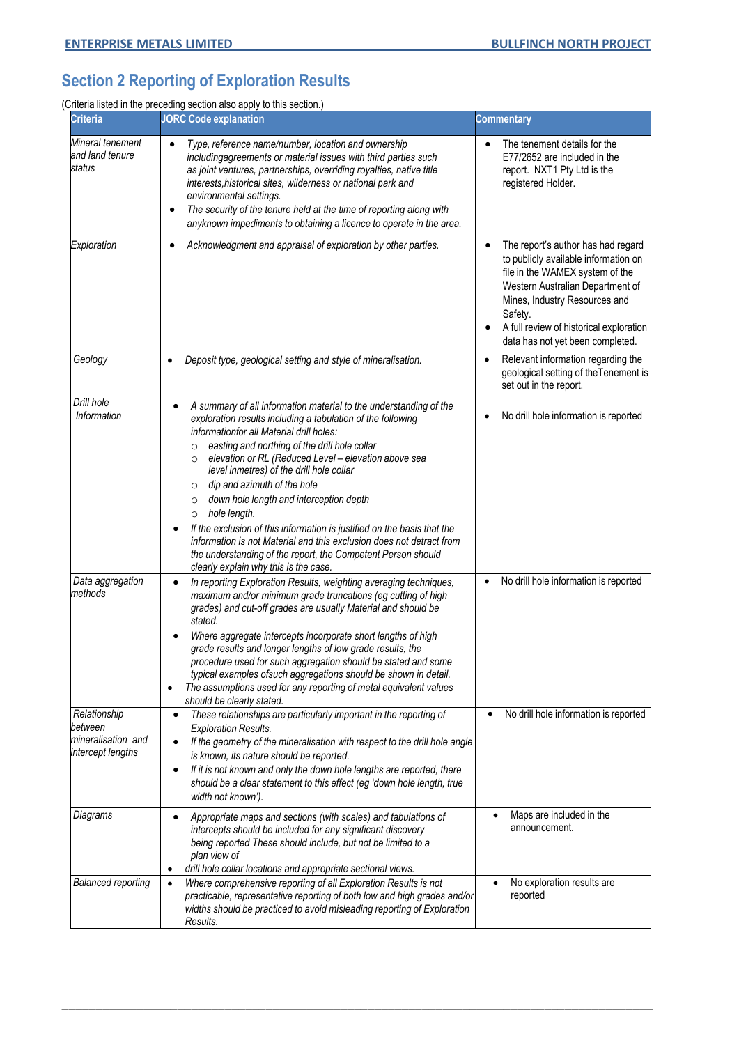## Section 2 Reporting of Exploration Results

(Criteria listed in the preceding section also apply to this section.)

| Criteria | JORC Code explanation | Commentary |
|---|---|---|
| *Mineral tenement and land tenure status* | • *Type, reference name/number, location and ownership includingagreements or material issues with third parties such as joint ventures, partnerships, overriding royalties, native title interests,historical sites, wilderness or national park and environmental settings.*<br>• *The security of the tenure held at the time of reporting along with anyknown impediments to obtaining a licence to operate in the area.* | • The tenement details for the E77/2652 are included in the report. NXT1 Pty Ltd is the registered Holder. |
| *Exploration* | • *Acknowledgment and appraisal of exploration by other parties.* | • The report's author has had regard to publicly available information on file in the WAMEX system of the Western Australian Department of Mines, Industry Resources and Safety.<br>• A full review of historical exploration data has not yet been completed. |
| *Geology* | • *Deposit type, geological setting and style of mineralisation.* | • Relevant information regarding the geological setting of theTenement is set out in the report. |
| *Drill hole Information* | • *A summary of all information material to the understanding of the exploration results including a tabulation of the following informationfor all Material drill holes:*<br>○ *easting and northing of the drill hole collar*<br>○ *elevation or RL (Reduced Level – elevation above sea level inmetres) of the drill hole collar*<br>○ *dip and azimuth of the hole*<br>○ *down hole length and interception depth*<br>○ *hole length.*<br>• *If the exclusion of this information is justified on the basis that the information is not Material and this exclusion does not detract from the understanding of the report, the Competent Person should clearly explain why this is the case.* | • No drill hole information is reported |
| *Data aggregation methods* | • *In reporting Exploration Results, weighting averaging techniques, maximum and/or minimum grade truncations (eg cutting of high grades) and cut-off grades are usually Material and should be stated.*<br>• *Where aggregate intercepts incorporate short lengths of high grade results and longer lengths of low grade results, the procedure used for such aggregation should be stated and some typical examples ofsuch aggregations should be shown in detail.*<br>• *The assumptions used for any reporting of metal equivalent values should be clearly stated.* | • No drill hole information is reported |
| *Relationship between mineralisation and intercept lengths* | • *These relationships are particularly important in the reporting of Exploration Results.*<br>• *If the geometry of the mineralisation with respect to the drill hole angle is known, its nature should be reported.*<br>• *If it is not known and only the down hole lengths are reported, there should be a clear statement to this effect (eg 'down hole length, true width not known').* | • No drill hole information is reported |
| *Diagrams* | • *Appropriate maps and sections (with scales) and tabulations of intercepts should be included for any significant discovery being reported These should include, but not be limited to a plan view of*<br>• *drill hole collar locations and appropriate sectional views.* | • Maps are included in the announcement. |
| *Balanced reporting* | • *Where comprehensive reporting of all Exploration Results is not practicable, representative reporting of both low and high grades and/or widths should be practiced to avoid misleading reporting of Exploration Results.* | • No exploration results are reported |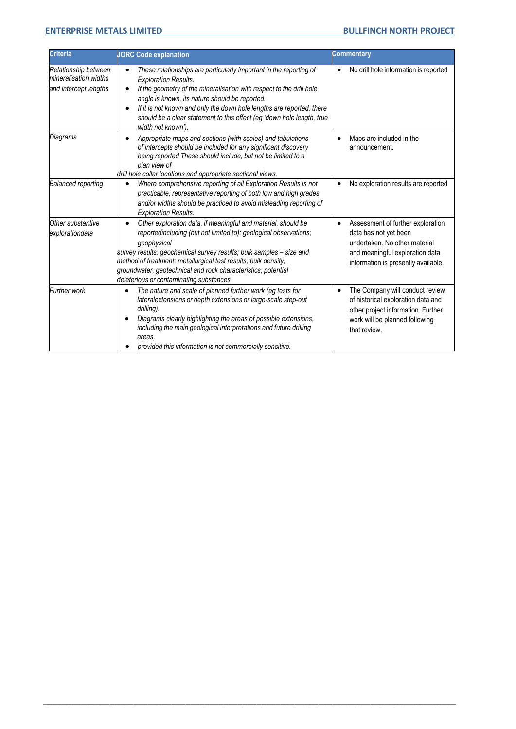| Criteria | JORC Code explanation | Commentary |
|---|---|---|
| *Relationship between mineralisation widths and intercept lengths* | • *These relationships are particularly important in the reporting of Exploration Results.*<br>• *If the geometry of the mineralisation with respect to the drill hole angle is known, its nature should be reported.*<br>• *If it is not known and only the down hole lengths are reported, there should be a clear statement to this effect (eg 'down hole length, true width not known').* | • No drill hole information is reported |
| *Diagrams* | • *Appropriate maps and sections (with scales) and tabulations of intercepts should be included for any significant discovery being reported These should include, but not be limited to a plan view of drill hole collar locations and appropriate sectional views.* | • Maps are included in the announcement. |
| *Balanced reporting* | • *Where comprehensive reporting of all Exploration Results is not practicable, representative reporting of both low and high grades and/or widths should be practiced to avoid misleading reporting of Exploration Results.* | • No exploration results are reported |
| *Other substantive explorationdata* | • *Other exploration data, if meaningful and material, should be reportedincluding (but not limited to): geological observations; geophysical survey results; geochemical survey results; bulk samples – size and method of treatment; metallurgical test results; bulk density, groundwater, geotechnical and rock characteristics; potential deleterious or contaminating substances* | • Assessment of further exploration data has not yet been undertaken. No other material and meaningful exploration data information is presently available. |
| *Further work* | • *The nature and scale of planned further work (eg tests for lateralextensions or depth extensions or large-scale step-out drilling).*<br>• *Diagrams clearly highlighting the areas of possible extensions, including the main geological interpretations and future drilling areas,*<br>• *provided this information is not commercially sensitive.* | • The Company will conduct review of historical exploration data and other project information. Further work will be planned following that review. |